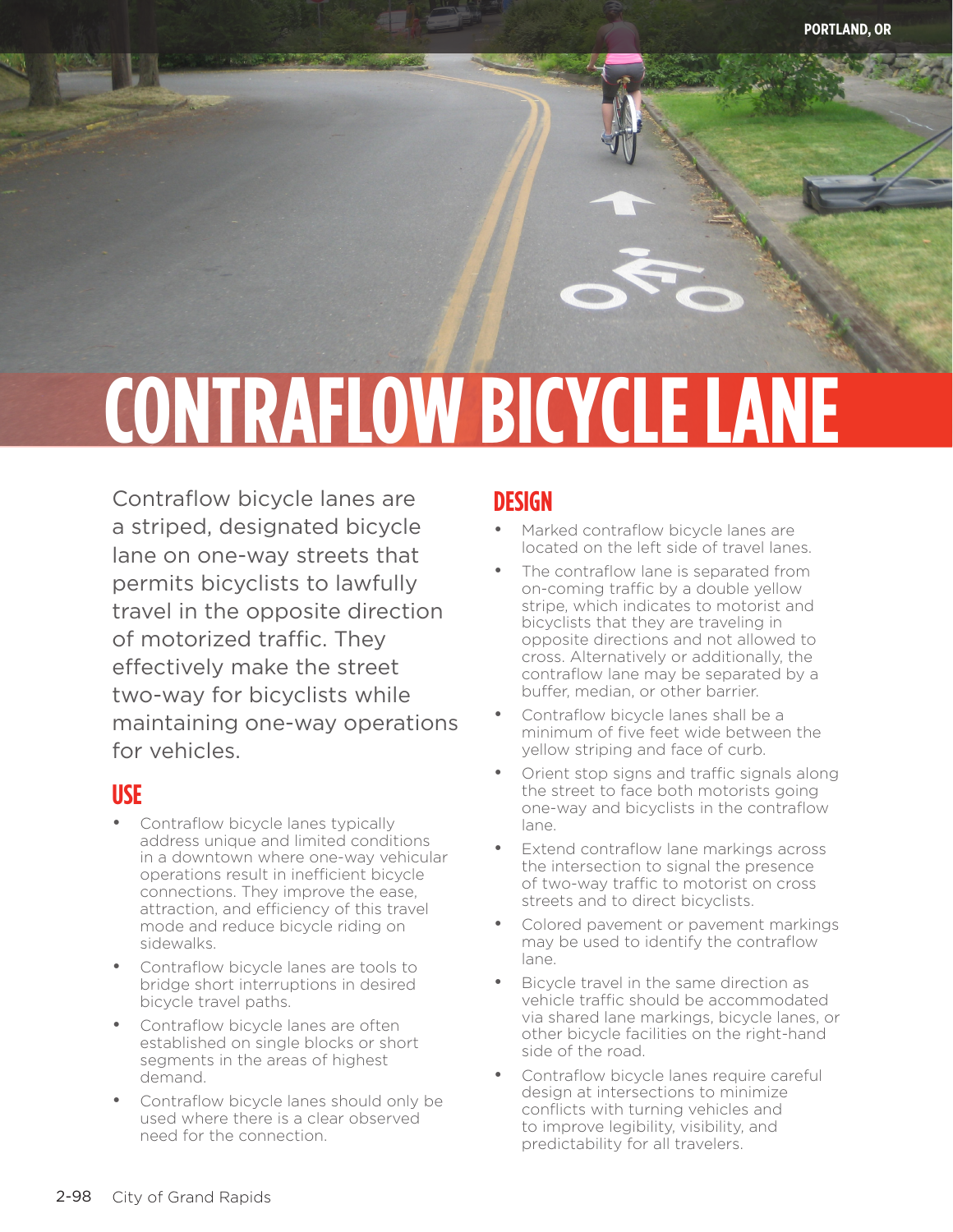PORTLAND, OR

# CONTRAFLOW BICYCLE LANE

Contraflow bicycle lanes are a striped, designated bicycle lane on one-way streets that permits bicyclists to lawfully travel in the opposite direction of motorized traffic. They effectively make the street two-way for bicyclists while maintaining one-way operations for vehicles.

## USE

- Contraflow bicycle lanes typically address unique and limited conditions in a downtown where one-way vehicular operations result in inefficient bicycle connections. They improve the ease, attraction, and efficiency of this travel mode and reduce bicycle riding on sidewalks.
- Contraflow bicycle lanes are tools to bridge short interruptions in desired bicycle travel paths.
- Contraflow bicycle lanes are often established on single blocks or short segments in the areas of highest demand.
- Contraflow bicycle lanes should only be used where there is a clear observed need for the connection.

## DESIGN

- Marked contraflow bicycle lanes are located on the left side of travel lanes.
- The contraflow lane is separated from on-coming traffic by a double yellow stripe, which indicates to motorist and bicyclists that they are traveling in opposite directions and not allowed to cross. Alternatively or additionally, the contraflow lane may be separated by a buffer, median, or other barrier.
- Contraflow bicycle lanes shall be a minimum of five feet wide between the yellow striping and face of curb.
- Orient stop signs and traffic signals along the street to face both motorists going one-way and bicyclists in the contraflow lane.
- Extend contraflow lane markings across the intersection to signal the presence of two-way traffic to motorist on cross streets and to direct bicyclists.
- Colored pavement or pavement markings may be used to identify the contraflow lane.
- Bicycle travel in the same direction as vehicle traffic should be accommodated via shared lane markings, bicycle lanes, or other bicycle facilities on the right-hand side of the road.
- Contraflow bicycle lanes require careful design at intersections to minimize conflicts with turning vehicles and to improve legibility, visibility, and predictability for all travelers.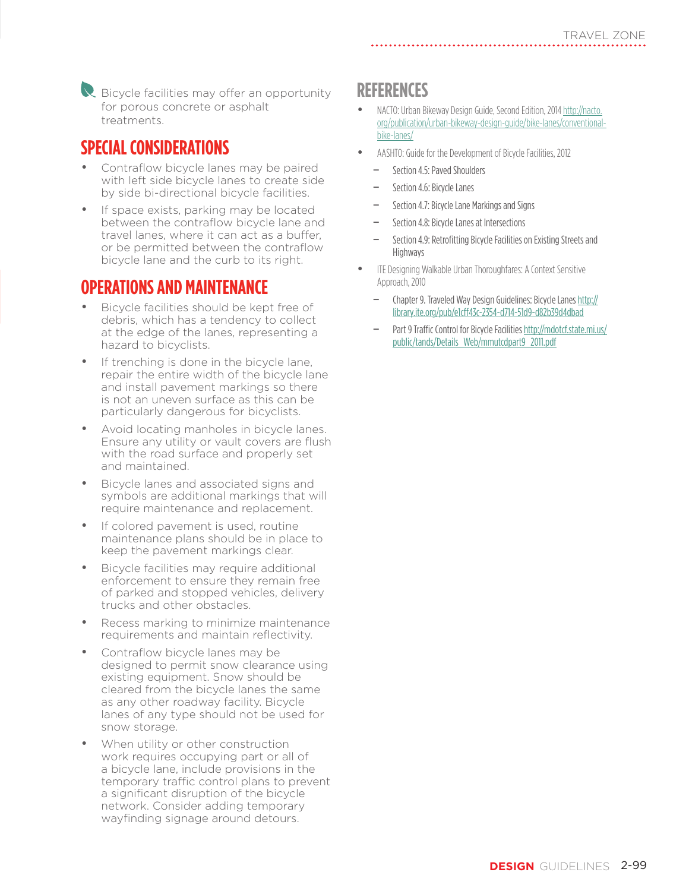Bicycle facilities may offer an opportunity for porous concrete or asphalt treatments.

## SPECIAL CONSIDERATIONS

- Contraflow bicycle lanes may be paired with left side bicycle lanes to create side by side bi-directional bicycle facilities.
- If space exists, parking may be located between the contraflow bicycle lane and travel lanes, where it can act as a buffer, or be permitted between the contraflow bicycle lane and the curb to its right.

## OPERATIONS AND MAINTENANCE

- Bicycle facilities should be kept free of debris, which has a tendency to collect at the edge of the lanes, representing a hazard to bicyclists.
- If trenching is done in the bicycle lane, repair the entire width of the bicycle lane and install pavement markings so there is not an uneven surface as this can be particularly dangerous for bicyclists.
- Avoid locating manholes in bicycle lanes. Ensure any utility or vault covers are flush with the road surface and properly set and maintained.
- Bicycle lanes and associated signs and symbols are additional markings that will require maintenance and replacement.
- If colored pavement is used, routine maintenance plans should be in place to keep the pavement markings clear.
- Bicycle facilities may require additional enforcement to ensure they remain free of parked and stopped vehicles, delivery trucks and other obstacles.
- Recess marking to minimize maintenance requirements and maintain reflectivity.
- Contraflow bicycle lanes may be designed to permit snow clearance using existing equipment. Snow should be cleared from the bicycle lanes the same as any other roadway facility. Bicycle lanes of any type should not be used for snow storage.
- When utility or other construction work requires occupying part or all of a bicycle lane, include provisions in the temporary traffic control plans to prevent a significant disruption of the bicycle network. Consider adding temporary wayfinding signage around detours.

## REFERENCES

- NACTO: Urban Bikeway Design Guide, Second Edition, 2014 http://nacto.org/publication/urban-bikeway-design-guide/bike-lanes/conventional-bike-lanes/
- AASHTO: Guide for the Development of Bicycle Facilities, 2012
  - Section 4.5: Paved Shoulders
  - Section 4.6: Bicycle Lanes
  - Section 4.7: Bicycle Lane Markings and Signs
  - Section 4.8: Bicycle Lanes at Intersections
  - Section 4.9: Retrofitting Bicycle Facilities on Existing Streets and Highways
- ITE Designing Walkable Urban Thoroughfares: A Context Sensitive Approach, 2010
  - Chapter 9. Traveled Way Design Guidelines: Bicycle Lanes http://library.ite.org/pub/e1cff43c-2354-d714-51d9-d82b39d4dbad
  - Part 9 Traffic Control for Bicycle Facilities http://mdotcf.state.mi.us/public/tands/Details_Web/mmutcdpart9_2011.pdf